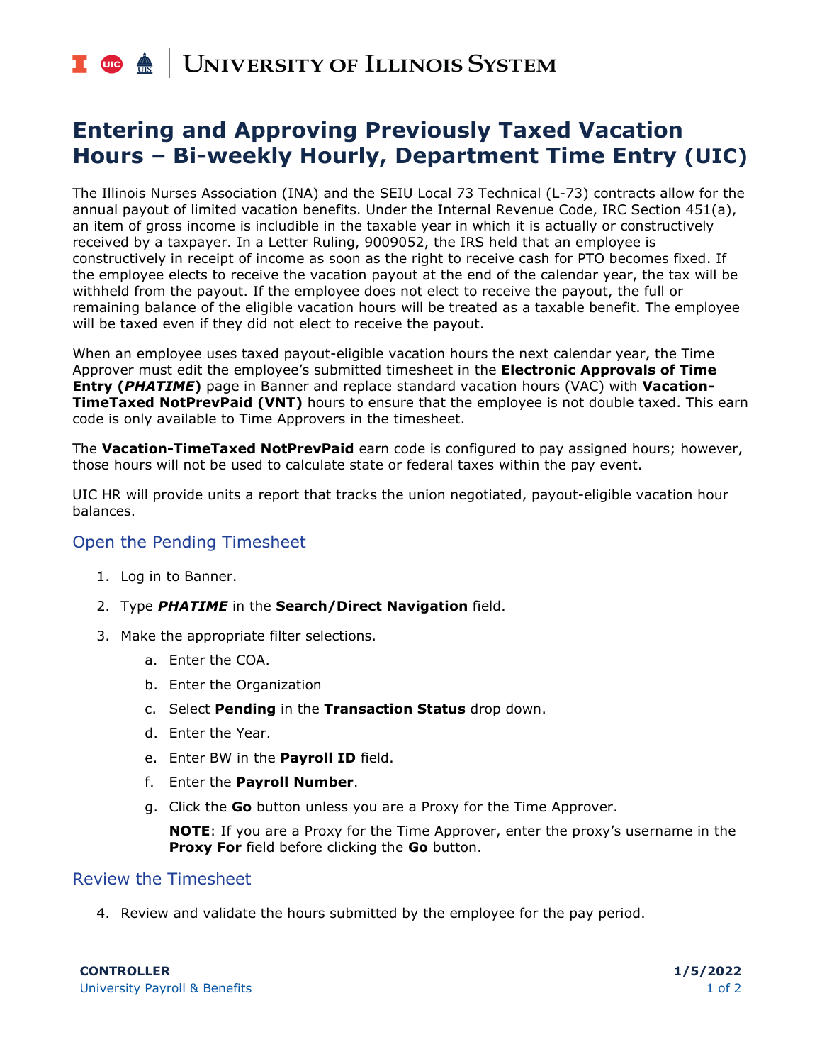# Entering and Approving Previously Taxed Vacation Hours – Bi-weekly Hourly, Department Time Entry (UIC)

The Illinois Nurses Association (INA) and the SEIU Local 73 Technical (L-73) contracts allow for the annual payout of limited vacation benefits. Under the Internal Revenue Code, IRC Section 451(a), an item of gross income is includible in the taxable year in which it is actually or constructively received by a taxpayer. In a Letter Ruling, 9009052, the IRS held that an employee is constructively in receipt of income as soon as the right to receive cash for PTO becomes fixed. If the employee elects to receive the vacation payout at the end of the calendar year, the tax will be withheld from the payout. If the employee does not elect to receive the payout, the full or remaining balance of the eligible vacation hours will be treated as a taxable benefit. The employee will be taxed even if they did not elect to receive the payout.

When an employee uses taxed payout-eligible vacation hours the next calendar year, the Time Approver must edit the employee's submitted timesheet in the **Electronic Approvals of Time Entry (*PHATIME*)** page in Banner and replace standard vacation hours (VAC) with **Vacation-TimeTaxed NotPrevPaid (VNT)** hours to ensure that the employee is not double taxed. This earn code is only available to Time Approvers in the timesheet.

The **Vacation-TimeTaxed NotPrevPaid** earn code is configured to pay assigned hours; however, those hours will not be used to calculate state or federal taxes within the pay event.

UIC HR will provide units a report that tracks the union negotiated, payout-eligible vacation hour balances.

## Open the Pending Timesheet

1. Log in to Banner.
2. Type ***PHATIME*** in the **Search/Direct Navigation** field.
3. Make the appropriate filter selections.
   a. Enter the COA.
   b. Enter the Organization
   c. Select **Pending** in the **Transaction Status** drop down.
   d. Enter the Year.
   e. Enter BW in the **Payroll ID** field.
   f. Enter the **Payroll Number**.
   g. Click the **Go** button unless you are a Proxy for the Time Approver.

      **NOTE**: If you are a Proxy for the Time Approver, enter the proxy's username in the **Proxy For** field before clicking the **Go** button.

## Review the Timesheet

4. Review and validate the hours submitted by the employee for the pay period.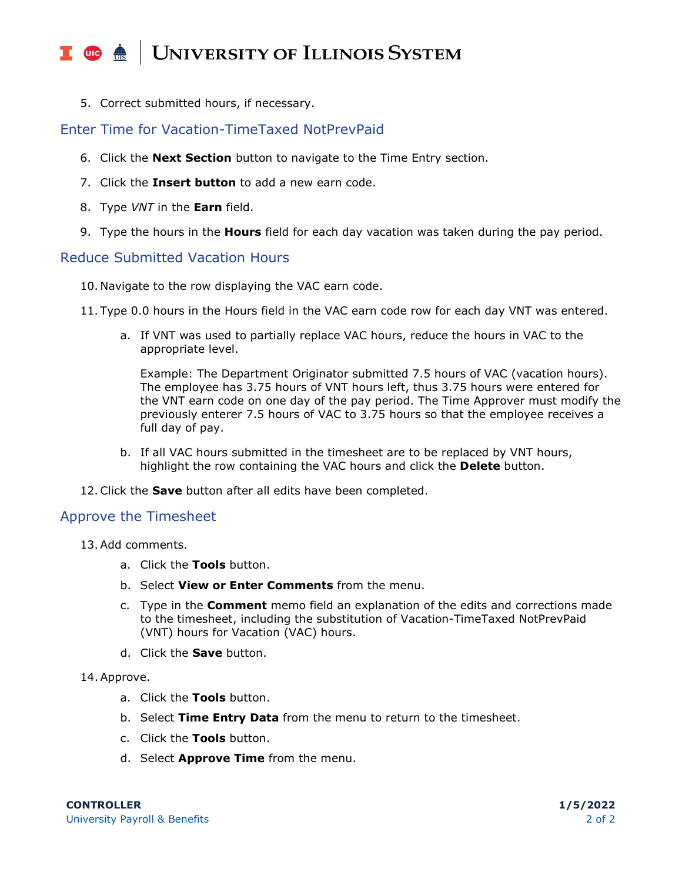5. Correct submitted hours, if necessary.

## Enter Time for Vacation-TimeTaxed NotPrevPaid

6. Click the **Next Section** button to navigate to the Time Entry section.
7. Click the **Insert button** to add a new earn code.
8. Type *VNT* in the **Earn** field.
9. Type the hours in the **Hours** field for each day vacation was taken during the pay period.

## Reduce Submitted Vacation Hours

10. Navigate to the row displaying the VAC earn code.
11. Type 0.0 hours in the Hours field in the VAC earn code row for each day VNT was entered.
    a. If VNT was used to partially replace VAC hours, reduce the hours in VAC to the appropriate level.

       Example: The Department Originator submitted 7.5 hours of VAC (vacation hours). The employee has 3.75 hours of VNT hours left, thus 3.75 hours were entered for the VNT earn code on one day of the pay period. The Time Approver must modify the previously enterer 7.5 hours of VAC to 3.75 hours so that the employee receives a full day of pay.

    b. If all VAC hours submitted in the timesheet are to be replaced by VNT hours, highlight the row containing the VAC hours and click the **Delete** button.
12. Click the **Save** button after all edits have been completed.

## Approve the Timesheet

13. Add comments.
    a. Click the **Tools** button.
    b. Select **View or Enter Comments** from the menu.
    c. Type in the **Comment** memo field an explanation of the edits and corrections made to the timesheet, including the substitution of Vacation-TimeTaxed NotPrevPaid (VNT) hours for Vacation (VAC) hours.
    d. Click the **Save** button.
14. Approve.
    a. Click the **Tools** button.
    b. Select **Time Entry Data** from the menu to return to the timesheet.
    c. Click the **Tools** button.
    d. Select **Approve Time** from the menu.